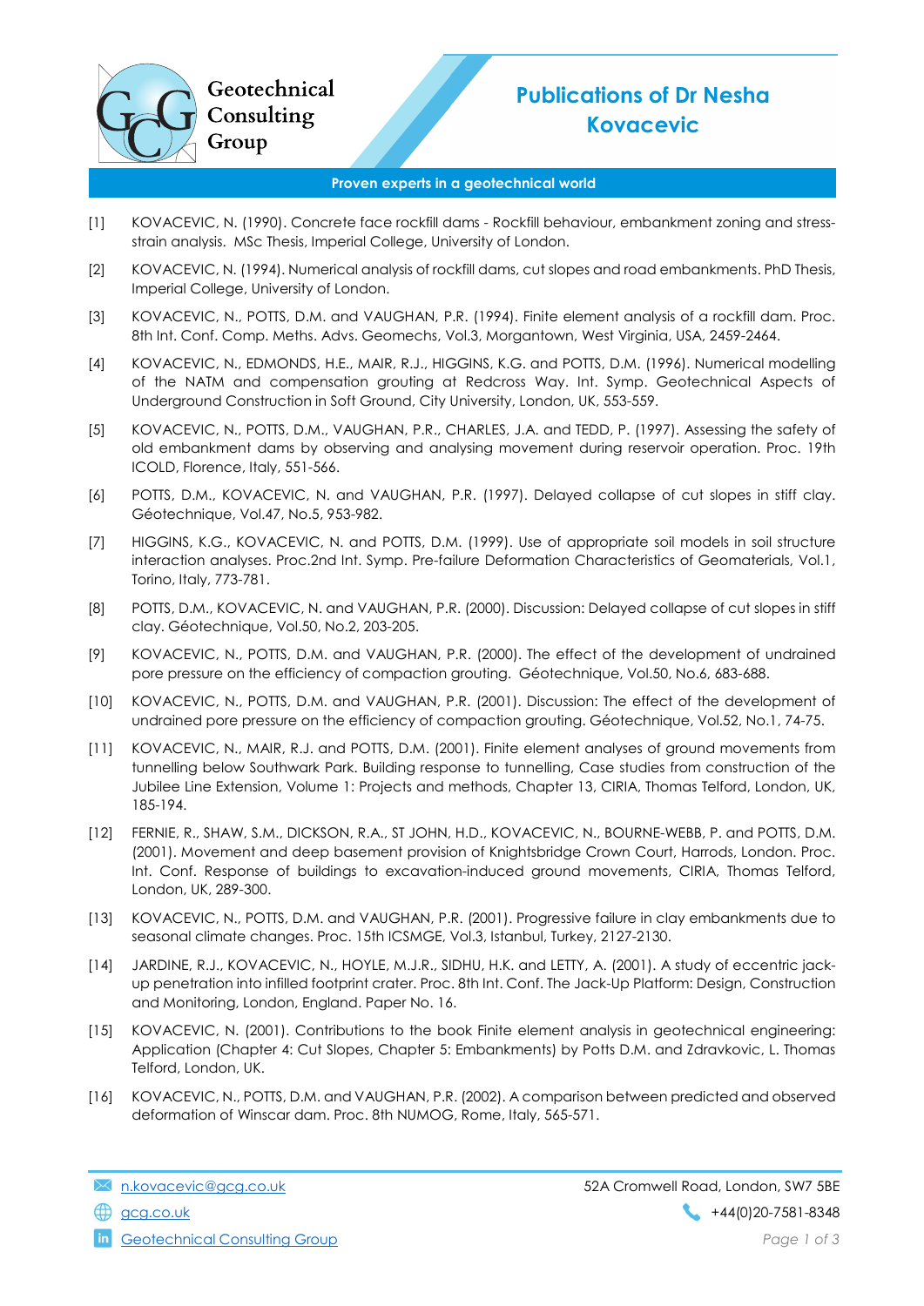# Publications of Dr Nesha Kovacevic

Geotechnical Consulting Group

**Proven experts in a geotechnical world**

[1] KOVACEVIC, N. (1990). Concrete face rockfill dams - Rockfill behaviour, embankment zoning and stress-strain analysis. MSc Thesis, Imperial College, University of London.

[2] KOVACEVIC, N. (1994). Numerical analysis of rockfill dams, cut slopes and road embankments. PhD Thesis, Imperial College, University of London.

[3] KOVACEVIC, N., POTTS, D.M. and VAUGHAN, P.R. (1994). Finite element analysis of a rockfill dam. Proc. 8th Int. Conf. Comp. Meths. Advs. Geomechs, Vol.3, Morgantown, West Virginia, USA, 2459-2464.

[4] KOVACEVIC, N., EDMONDS, H.E., MAIR, R.J., HIGGINS, K.G. and POTTS, D.M. (1996). Numerical modelling of the NATM and compensation grouting at Redcross Way. Int. Symp. Geotechnical Aspects of Underground Construction in Soft Ground, City University, London, UK, 553-559.

[5] KOVACEVIC, N., POTTS, D.M., VAUGHAN, P.R., CHARLES, J.A. and TEDD, P. (1997). Assessing the safety of old embankment dams by observing and analysing movement during reservoir operation. Proc. 19th ICOLD, Florence, Italy, 551-566.

[6] POTTS, D.M., KOVACEVIC, N. and VAUGHAN, P.R. (1997). Delayed collapse of cut slopes in stiff clay. Géotechnique, Vol.47, No.5, 953-982.

[7] HIGGINS, K.G., KOVACEVIC, N. and POTTS, D.M. (1999). Use of appropriate soil models in soil structure interaction analyses. Proc.2nd Int. Symp. Pre-failure Deformation Characteristics of Geomaterials, Vol.1, Torino, Italy, 773-781.

[8] POTTS, D.M., KOVACEVIC, N. and VAUGHAN, P.R. (2000). Discussion: Delayed collapse of cut slopes in stiff clay. Géotechnique, Vol.50, No.2, 203-205.

[9] KOVACEVIC, N., POTTS, D.M. and VAUGHAN, P.R. (2000). The effect of the development of undrained pore pressure on the efficiency of compaction grouting. Géotechnique, Vol.50, No.6, 683-688.

[10] KOVACEVIC, N., POTTS, D.M. and VAUGHAN, P.R. (2001). Discussion: The effect of the development of undrained pore pressure on the efficiency of compaction grouting. Géotechnique, Vol.52, No.1, 74-75.

[11] KOVACEVIC, N., MAIR, R.J. and POTTS, D.M. (2001). Finite element analyses of ground movements from tunnelling below Southwark Park. Building response to tunnelling, Case studies from construction of the Jubilee Line Extension, Volume 1: Projects and methods, Chapter 13, CIRIA, Thomas Telford, London, UK, 185-194.

[12] FERNIE, R., SHAW, S.M., DICKSON, R.A., ST JOHN, H.D., KOVACEVIC, N., BOURNE-WEBB, P. and POTTS, D.M. (2001). Movement and deep basement provision of Knightsbridge Crown Court, Harrods, London. Proc. Int. Conf. Response of buildings to excavation-induced ground movements, CIRIA, Thomas Telford, London, UK, 289-300.

[13] KOVACEVIC, N., POTTS, D.M. and VAUGHAN, P.R. (2001). Progressive failure in clay embankments due to seasonal climate changes. Proc. 15th ICSMGE, Vol.3, Istanbul, Turkey, 2127-2130.

[14] JARDINE, R.J., KOVACEVIC, N., HOYLE, M.J.R., SIDHU, H.K. and LETTY, A. (2001). A study of eccentric jack-up penetration into infilled footprint crater. Proc. 8th Int. Conf. The Jack-Up Platform: Design, Construction and Monitoring, London, England. Paper No. 16.

[15] KOVACEVIC, N. (2001). Contributions to the book Finite element analysis in geotechnical engineering: Application (Chapter 4: Cut Slopes, Chapter 5: Embankments) by Potts D.M. and Zdravkovic, L. Thomas Telford, London, UK.

[16] KOVACEVIC, N., POTTS, D.M. and VAUGHAN, P.R. (2002). A comparison between predicted and observed deformation of Winscar dam. Proc. 8th NUMOG, Rome, Italy, 565-571.

n.kovacevic@gcg.co.uk | gcg.co.uk | Geotechnical Consulting Group

52A Cromwell Road, London, SW7 5BE | +44(0)20-7581-8348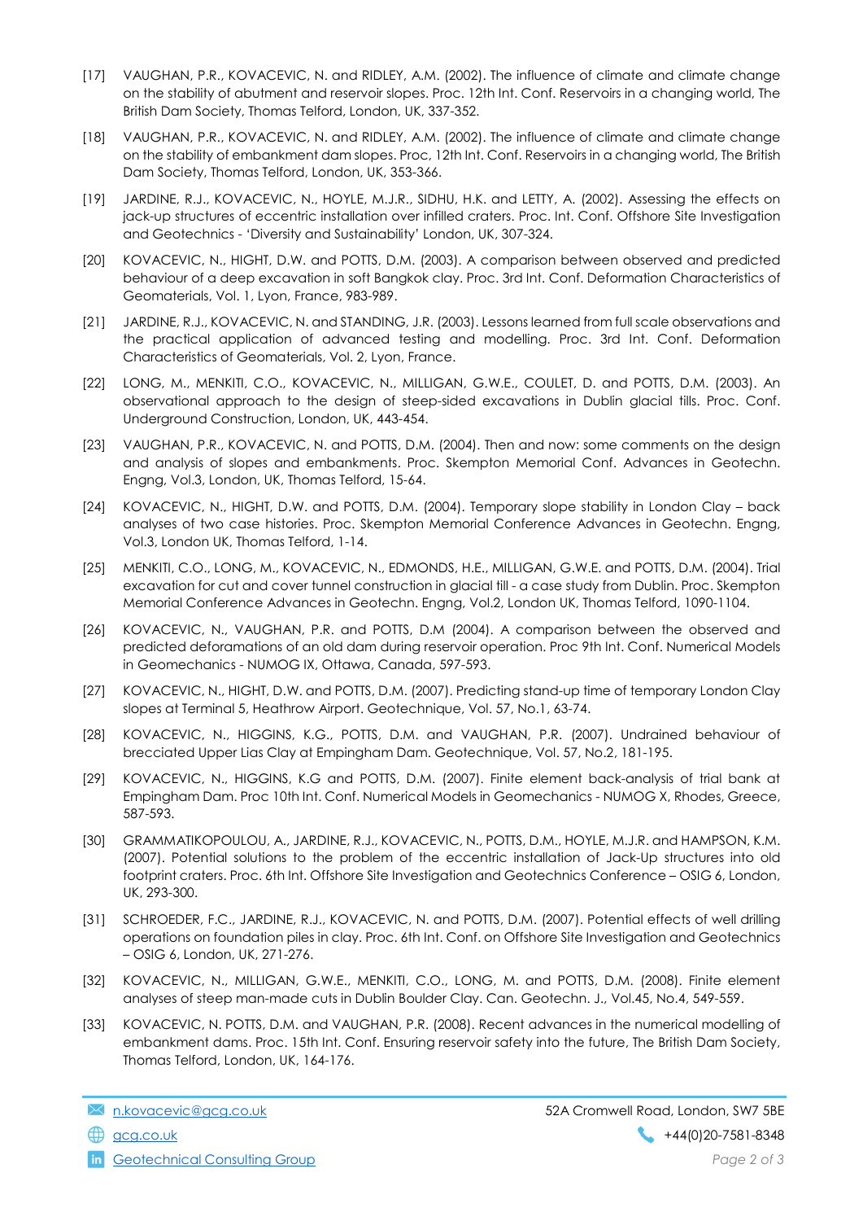[17] VAUGHAN, P.R., KOVACEVIC, N. and RIDLEY, A.M. (2002). The influence of climate and climate change on the stability of abutment and reservoir slopes. Proc. 12th Int. Conf. Reservoirs in a changing world, The British Dam Society, Thomas Telford, London, UK, 337-352.

[18] VAUGHAN, P.R., KOVACEVIC, N. and RIDLEY, A.M. (2002). The influence of climate and climate change on the stability of embankment dam slopes. Proc, 12th Int. Conf. Reservoirs in a changing world, The British Dam Society, Thomas Telford, London, UK, 353-366.

[19] JARDINE, R.J., KOVACEVIC, N., HOYLE, M.J.R., SIDHU, H.K. and LETTY, A. (2002). Assessing the effects on jack-up structures of eccentric installation over infilled craters. Proc. Int. Conf. Offshore Site Investigation and Geotechnics - 'Diversity and Sustainability' London, UK, 307-324.

[20] KOVACEVIC, N., HIGHT, D.W. and POTTS, D.M. (2003). A comparison between observed and predicted behaviour of a deep excavation in soft Bangkok clay. Proc. 3rd Int. Conf. Deformation Characteristics of Geomaterials, Vol. 1, Lyon, France, 983-989.

[21] JARDINE, R.J., KOVACEVIC, N. and STANDING, J.R. (2003). Lessons learned from full scale observations and the practical application of advanced testing and modelling. Proc. 3rd Int. Conf. Deformation Characteristics of Geomaterials, Vol. 2, Lyon, France.

[22] LONG, M., MENKITI, C.O., KOVACEVIC, N., MILLIGAN, G.W.E., COULET, D. and POTTS, D.M. (2003). An observational approach to the design of steep-sided excavations in Dublin glacial tills. Proc. Conf. Underground Construction, London, UK, 443-454.

[23] VAUGHAN, P.R., KOVACEVIC, N. and POTTS, D.M. (2004). Then and now: some comments on the design and analysis of slopes and embankments. Proc. Skempton Memorial Conf. Advances in Geotechn. Engng, Vol.3, London, UK, Thomas Telford, 15-64.

[24] KOVACEVIC, N., HIGHT, D.W. and POTTS, D.M. (2004). Temporary slope stability in London Clay – back analyses of two case histories. Proc. Skempton Memorial Conference Advances in Geotechn. Engng, Vol.3, London UK, Thomas Telford, 1-14.

[25] MENKITI, C.O., LONG, M., KOVACEVIC, N., EDMONDS, H.E., MILLIGAN, G.W.E. and POTTS, D.M. (2004). Trial excavation for cut and cover tunnel construction in glacial till - a case study from Dublin. Proc. Skempton Memorial Conference Advances in Geotechn. Engng, Vol.2, London UK, Thomas Telford, 1090-1104.

[26] KOVACEVIC, N., VAUGHAN, P.R. and POTTS, D.M (2004). A comparison between the observed and predicted deforamations of an old dam during reservoir operation. Proc 9th Int. Conf. Numerical Models in Geomechanics - NUMOG IX, Ottawa, Canada, 597-593.

[27] KOVACEVIC, N., HIGHT, D.W. and POTTS, D.M. (2007). Predicting stand-up time of temporary London Clay slopes at Terminal 5, Heathrow Airport. Geotechnique, Vol. 57, No.1, 63-74.

[28] KOVACEVIC, N., HIGGINS, K.G., POTTS, D.M. and VAUGHAN, P.R. (2007). Undrained behaviour of brecciated Upper Lias Clay at Empingham Dam. Geotechnique, Vol. 57, No.2, 181-195.

[29] KOVACEVIC, N., HIGGINS, K.G and POTTS, D.M. (2007). Finite element back-analysis of trial bank at Empingham Dam. Proc 10th Int. Conf. Numerical Models in Geomechanics - NUMOG X, Rhodes, Greece, 587-593.

[30] GRAMMATIKOPOULOU, A., JARDINE, R.J., KOVACEVIC, N., POTTS, D.M., HOYLE, M.J.R. and HAMPSON, K.M. (2007). Potential solutions to the problem of the eccentric installation of Jack-Up structures into old footprint craters. Proc. 6th Int. Offshore Site Investigation and Geotechnics Conference – OSIG 6, London, UK, 293-300.

[31] SCHROEDER, F.C., JARDINE, R.J., KOVACEVIC, N. and POTTS, D.M. (2007). Potential effects of well drilling operations on foundation piles in clay. Proc. 6th Int. Conf. on Offshore Site Investigation and Geotechnics – OSIG 6, London, UK, 271-276.

[32] KOVACEVIC, N., MILLIGAN, G.W.E., MENKITI, C.O., LONG, M. and POTTS, D.M. (2008). Finite element analyses of steep man-made cuts in Dublin Boulder Clay. Can. Geotechn. J., Vol.45, No.4, 549-559.

[33] KOVACEVIC, N. POTTS, D.M. and VAUGHAN, P.R. (2008). Recent advances in the numerical modelling of embankment dams. Proc. 15th Int. Conf. Ensuring reservoir safety into the future, The British Dam Society, Thomas Telford, London, UK, 164-176.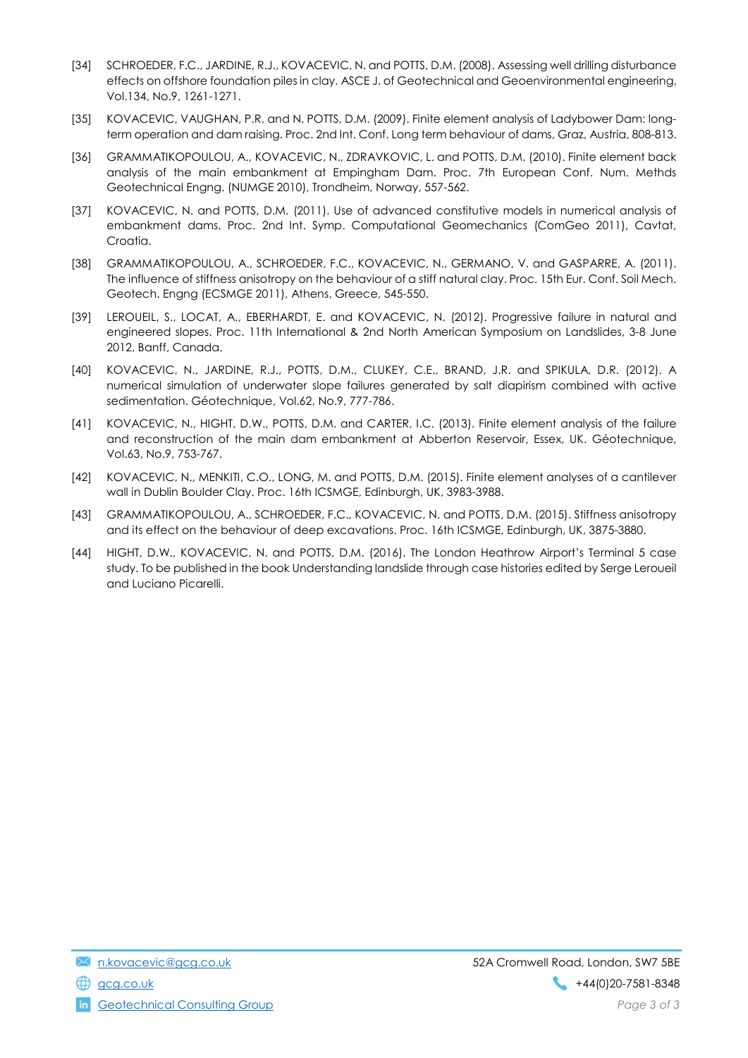[34] SCHROEDER, F.C., JARDINE, R.J., KOVACEVIC, N. and POTTS, D.M. (2008). Assessing well drilling disturbance effects on offshore foundation piles in clay. ASCE J. of Geotechnical and Geoenvironmental engineering, Vol.134, No.9, 1261-1271.

[35] KOVACEVIC, VAUGHAN, P.R. and N. POTTS, D.M. (2009). Finite element analysis of Ladybower Dam: long-term operation and dam raising. Proc. 2nd Int. Conf. Long term behaviour of dams, Graz, Austria, 808-813.

[36] GRAMMATIKOPOULOU, A., KOVACEVIC, N., ZDRAVKOVIC, L. and POTTS, D.M. (2010). Finite element back analysis of the main embankment at Empingham Dam. Proc. 7th European Conf. Num. Methds Geotechnical Engng. (NUMGE 2010), Trondheim, Norway, 557-562.

[37] KOVACEVIC, N. and POTTS, D.M. (2011). Use of advanced constitutive models in numerical analysis of embankment dams, Proc. 2nd Int. Symp. Computational Geomechanics (ComGeo 2011), Cavtat, Croatia.

[38] GRAMMATIKOPOULOU, A., SCHROEDER, F.C., KOVACEVIC, N., GERMANO, V. and GASPARRE, A. (2011). The influence of stiffness anisotropy on the behaviour of a stiff natural clay. Proc. 15th Eur. Conf. Soil Mech. Geotech. Engng (ECSMGE 2011), Athens, Greece, 545-550.

[39] LEROUEIL, S., LOCAT, A., EBERHARDT, E. and KOVACEVIC, N. (2012). Progressive failure in natural and engineered slopes. Proc. 11th International & 2nd North American Symposium on Landslides, 3-8 June 2012, Banff, Canada.

[40] KOVACEVIC, N., JARDINE, R.J., POTTS, D.M., CLUKEY, C.E., BRAND, J.R. and SPIKULA, D.R. (2012). A numerical simulation of underwater slope failures generated by salt diapirism combined with active sedimentation. Géotechnique, Vol.62, No.9, 777-786.

[41] KOVACEVIC, N., HIGHT, D.W., POTTS, D.M. and CARTER, I.C. (2013). Finite element analysis of the failure and reconstruction of the main dam embankment at Abberton Reservoir, Essex, UK. Géotechnique, Vol.63, No.9, 753-767.

[42] KOVACEVIC, N., MENKITI, C.O., LONG, M. and POTTS, D.M. (2015). Finite element analyses of a cantilever wall in Dublin Boulder Clay. Proc. 16th ICSMGE, Edinburgh, UK, 3983-3988.

[43] GRAMMATIKOPOULOU, A., SCHROEDER, F.C., KOVACEVIC, N. and POTTS, D.M. (2015). Stiffness anisotropy and its effect on the behaviour of deep excavations. Proc. 16th ICSMGE, Edinburgh, UK, 3875-3880.

[44] HIGHT, D.W., KOVACEVIC, N. and POTTS, D.M. (2016). The London Heathrow Airport's Terminal 5 case study. To be published in the book Understanding landslide through case histories edited by Serge Leroueil and Luciano Picarelli.

n.kovacevic@gcg.co.uk

gcg.co.uk

Geotechnical Consulting Group

52A Cromwell Road, London, SW7 5BE

+44(0)20-7581-8348